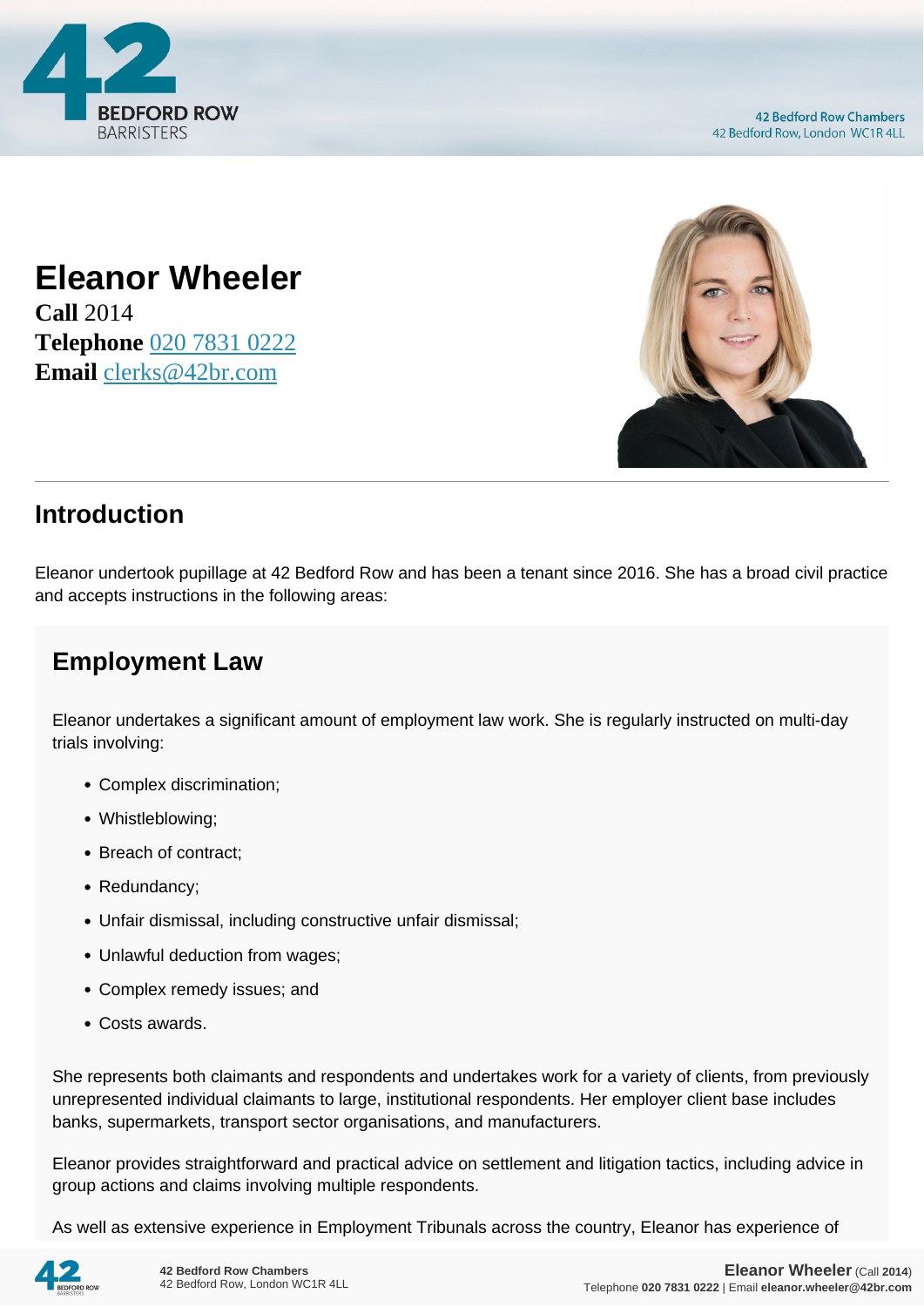# Eleanor Wheeler

**Call** 2014
**Telephone** 020 7831 0222
**Email** clerks@42br.com

## Introduction

Eleanor undertook pupillage at 42 Bedford Row and has been a tenant since 2016. She has a broad civil practice and accepts instructions in the following areas:

## Employment Law

Eleanor undertakes a significant amount of employment law work. She is regularly instructed on multi-day trials involving:

- Complex discrimination;
- Whistleblowing;
- Breach of contract;
- Redundancy;
- Unfair dismissal, including constructive unfair dismissal;
- Unlawful deduction from wages;
- Complex remedy issues; and
- Costs awards.

She represents both claimants and respondents and undertakes work for a variety of clients, from previously unrepresented individual claimants to large, institutional respondents. Her employer client base includes banks, supermarkets, transport sector organisations, and manufacturers.

Eleanor provides straightforward and practical advice on settlement and litigation tactics, including advice in group actions and claims involving multiple respondents.

As well as extensive experience in Employment Tribunals across the country, Eleanor has experience of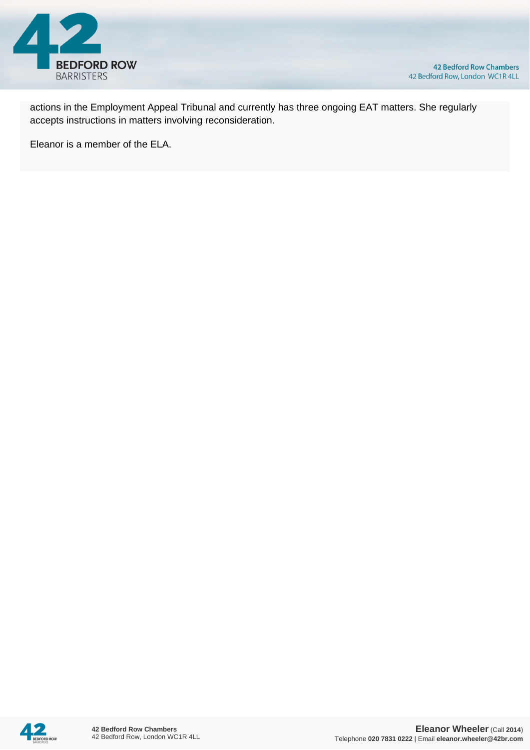actions in the Employment Appeal Tribunal and currently has three ongoing EAT matters. She regularly accepts instructions in matters involving reconsideration.

Eleanor is a member of the ELA.